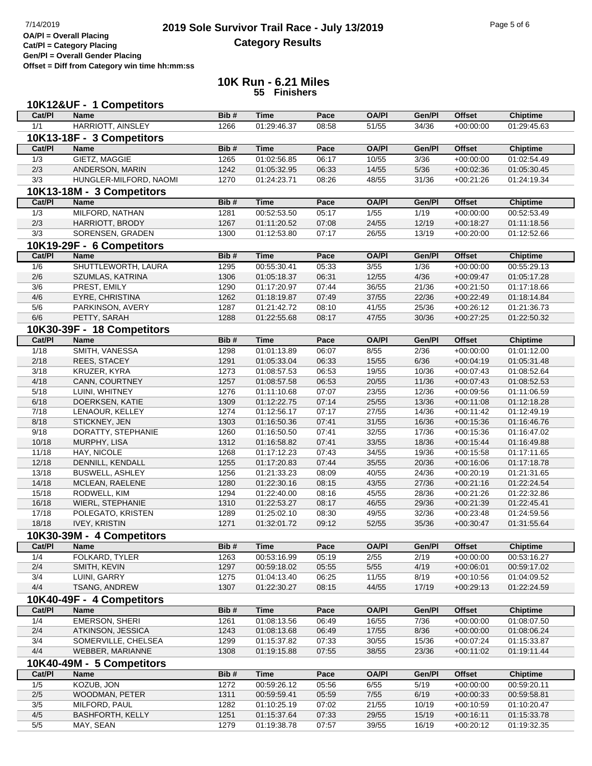OA/Pl = Overall Placing
Cat/Pl = Category Placing
Gen/Pl = Overall Gender Placing
Offset = Diff from Category win time hh:mm:ss

# 2019 Sole Survivor Trail Race - July 13/2019
## Category Results

## 10K Run - 6.21 Miles
**55 Finishers**

### 10K12&UF - 1 Competitors

| Cat/Pl | Name | Bib # | Time | Pace | OA/Pl | Gen/Pl | Offset | Chiptime |
|---|---|---|---|---|---|---|---|---|
| 1/1 | HARRIOTT, AINSLEY | 1266 | 01:29:46.37 | 08:58 | 51/55 | 34/36 | +00:00:00 | 01:29:45.63 |

### 10K13-18F - 3 Competitors

| Cat/Pl | Name | Bib # | Time | Pace | OA/Pl | Gen/Pl | Offset | Chiptime |
|---|---|---|---|---|---|---|---|---|
| 1/3 | GIETZ, MAGGIE | 1265 | 01:02:56.85 | 06:17 | 10/55 | 3/36 | +00:00:00 | 01:02:54.49 |
| 2/3 | ANDERSON, MARIN | 1242 | 01:05:32.95 | 06:33 | 14/55 | 5/36 | +00:02:36 | 01:05:30.45 |
| 3/3 | HUNGLER-MILFORD, NAOMI | 1270 | 01:24:23.71 | 08:26 | 48/55 | 31/36 | +00:21:26 | 01:24:19.34 |

### 10K13-18M - 3 Competitors

| Cat/Pl | Name | Bib # | Time | Pace | OA/Pl | Gen/Pl | Offset | Chiptime |
|---|---|---|---|---|---|---|---|---|
| 1/3 | MILFORD, NATHAN | 1281 | 00:52:53.50 | 05:17 | 1/55 | 1/19 | +00:00:00 | 00:52:53.49 |
| 2/3 | HARRIOTT, BRODY | 1267 | 01:11:20.52 | 07:08 | 24/55 | 12/19 | +00:18:27 | 01:11:18.56 |
| 3/3 | SORENSEN, GRADEN | 1300 | 01:12:53.80 | 07:17 | 26/55 | 13/19 | +00:20:00 | 01:12:52.66 |

### 10K19-29F - 6 Competitors

| Cat/Pl | Name | Bib # | Time | Pace | OA/Pl | Gen/Pl | Offset | Chiptime |
|---|---|---|---|---|---|---|---|---|
| 1/6 | SHUTTLEWORTH, LAURA | 1295 | 00:55:30.41 | 05:33 | 3/55 | 1/36 | +00:00:00 | 00:55:29.13 |
| 2/6 | SZUMLAS, KATRINA | 1306 | 01:05:18.37 | 06:31 | 12/55 | 4/36 | +00:09:47 | 01:05:17.28 |
| 3/6 | PREST, EMILY | 1290 | 01:17:20.97 | 07:44 | 36/55 | 21/36 | +00:21:50 | 01:17:18.66 |
| 4/6 | EYRE, CHRISTINA | 1262 | 01:18:19.87 | 07:49 | 37/55 | 22/36 | +00:22:49 | 01:18:14.84 |
| 5/6 | PARKINSON, AVERY | 1287 | 01:21:42.72 | 08:10 | 41/55 | 25/36 | +00:26:12 | 01:21:36.73 |
| 6/6 | PETTY, SARAH | 1288 | 01:22:55.68 | 08:17 | 47/55 | 30/36 | +00:27:25 | 01:22:50.32 |

### 10K30-39F - 18 Competitors

| Cat/Pl | Name | Bib # | Time | Pace | OA/Pl | Gen/Pl | Offset | Chiptime |
|---|---|---|---|---|---|---|---|---|
| 1/18 | SMITH, VANESSA | 1298 | 01:01:13.89 | 06:07 | 8/55 | 2/36 | +00:00:00 | 01:01:12.00 |
| 2/18 | REES, STACEY | 1291 | 01:05:33.04 | 06:33 | 15/55 | 6/36 | +00:04:19 | 01:05:31.48 |
| 3/18 | KRUZER, KYRA | 1273 | 01:08:57.53 | 06:53 | 19/55 | 10/36 | +00:07:43 | 01:08:52.64 |
| 4/18 | CANN, COURTNEY | 1257 | 01:08:57.58 | 06:53 | 20/55 | 11/36 | +00:07:43 | 01:08:52.53 |
| 5/18 | LUINI, WHITNEY | 1276 | 01:11:10.68 | 07:07 | 23/55 | 12/36 | +00:09:56 | 01:11:06.59 |
| 6/18 | DOERKSEN, KATIE | 1309 | 01:12:22.75 | 07:14 | 25/55 | 13/36 | +00:11:08 | 01:12:18.28 |
| 7/18 | LENAOUR, KELLEY | 1274 | 01:12:56.17 | 07:17 | 27/55 | 14/36 | +00:11:42 | 01:12:49.19 |
| 8/18 | STICKNEY, JEN | 1303 | 01:16:50.36 | 07:41 | 31/55 | 16/36 | +00:15:36 | 01:16:46.76 |
| 9/18 | DORATTY, STEPHANIE | 1260 | 01:16:50.50 | 07:41 | 32/55 | 17/36 | +00:15:36 | 01:16:47.02 |
| 10/18 | MURPHY, LISA | 1312 | 01:16:58.82 | 07:41 | 33/55 | 18/36 | +00:15:44 | 01:16:49.88 |
| 11/18 | HAY, NICOLE | 1268 | 01:17:12.23 | 07:43 | 34/55 | 19/36 | +00:15:58 | 01:17:11.65 |
| 12/18 | DENNILL, KENDALL | 1255 | 01:17:20.83 | 07:44 | 35/55 | 20/36 | +00:16:06 | 01:17:18.78 |
| 13/18 | BUSWELL, ASHLEY | 1256 | 01:21:33.23 | 08:09 | 40/55 | 24/36 | +00:20:19 | 01:21:31.65 |
| 14/18 | MCLEAN, RAELENE | 1280 | 01:22:30.16 | 08:15 | 43/55 | 27/36 | +00:21:16 | 01:22:24.54 |
| 15/18 | RODWELL, KIM | 1294 | 01:22:40.00 | 08:16 | 45/55 | 28/36 | +00:21:26 | 01:22:32.86 |
| 16/18 | WIERL, STEPHANIE | 1310 | 01:22:53.27 | 08:17 | 46/55 | 29/36 | +00:21:39 | 01:22:45.41 |
| 17/18 | POLEGATO, KRISTEN | 1289 | 01:25:02.10 | 08:30 | 49/55 | 32/36 | +00:23:48 | 01:24:59.56 |
| 18/18 | IVEY, KRISTIN | 1271 | 01:32:01.72 | 09:12 | 52/55 | 35/36 | +00:30:47 | 01:31:55.64 |

### 10K30-39M - 4 Competitors

| Cat/Pl | Name | Bib # | Time | Pace | OA/Pl | Gen/Pl | Offset | Chiptime |
|---|---|---|---|---|---|---|---|---|
| 1/4 | FOLKARD, TYLER | 1263 | 00:53:16.99 | 05:19 | 2/55 | 2/19 | +00:00:00 | 00:53:16.27 |
| 2/4 | SMITH, KEVIN | 1297 | 00:59:18.02 | 05:55 | 5/55 | 4/19 | +00:06:01 | 00:59:17.02 |
| 3/4 | LUINI, GARRY | 1275 | 01:04:13.40 | 06:25 | 11/55 | 8/19 | +00:10:56 | 01:04:09.52 |
| 4/4 | TSANG, ANDREW | 1307 | 01:22:30.27 | 08:15 | 44/55 | 17/19 | +00:29:13 | 01:22:24.59 |

### 10K40-49F - 4 Competitors

| Cat/Pl | Name | Bib # | Time | Pace | OA/Pl | Gen/Pl | Offset | Chiptime |
|---|---|---|---|---|---|---|---|---|
| 1/4 | EMERSON, SHERI | 1261 | 01:08:13.56 | 06:49 | 16/55 | 7/36 | +00:00:00 | 01:08:07.50 |
| 2/4 | ATKINSON, JESSICA | 1243 | 01:08:13.68 | 06:49 | 17/55 | 8/36 | +00:00:00 | 01:08:06.24 |
| 3/4 | SOMERVILLE, CHELSEA | 1299 | 01:15:37.82 | 07:33 | 30/55 | 15/36 | +00:07:24 | 01:15:33.87 |
| 4/4 | WEBBER, MARIANNE | 1308 | 01:19:15.88 | 07:55 | 38/55 | 23/36 | +00:11:02 | 01:19:11.44 |

### 10K40-49M - 5 Competitors

| Cat/Pl | Name | Bib # | Time | Pace | OA/Pl | Gen/Pl | Offset | Chiptime |
|---|---|---|---|---|---|---|---|---|
| 1/5 | KOZUB, JON | 1272 | 00:59:26.12 | 05:56 | 6/55 | 5/19 | +00:00:00 | 00:59:20.11 |
| 2/5 | WOODMAN, PETER | 1311 | 00:59:59.41 | 05:59 | 7/55 | 6/19 | +00:00:33 | 00:59:58.81 |
| 3/5 | MILFORD, PAUL | 1282 | 01:10:25.19 | 07:02 | 21/55 | 10/19 | +00:10:59 | 01:10:20.47 |
| 4/5 | BASHFORTH, KELLY | 1251 | 01:15:37.64 | 07:33 | 29/55 | 15/19 | +00:16:11 | 01:15:33.78 |
| 5/5 | MAY, SEAN | 1279 | 01:19:38.78 | 07:57 | 39/55 | 16/19 | +00:20:12 | 01:19:32.35 |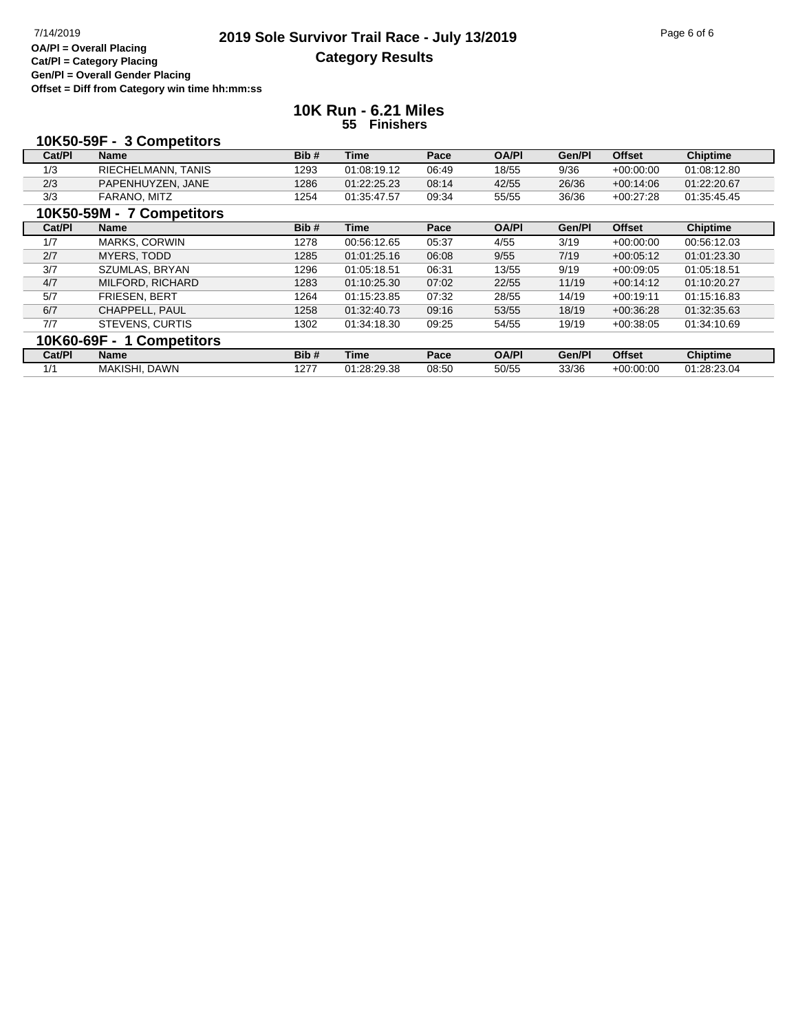**2019 Sole Survivor Trail Race - July 13/2019**

**Category Results**

**OA/Pl = Overall Placing**
**Cat/Pl = Category Placing**
**Gen/Pl = Overall Gender Placing**
**Offset = Diff from Category win time hh:mm:ss**

## 10K Run - 6.21 Miles

**55 Finishers**

### 10K50-59F - 3 Competitors

| Cat/Pl | Name | Bib # | Time | Pace | OA/Pl | Gen/Pl | Offset | Chiptime |
|---|---|---|---|---|---|---|---|---|
| 1/3 | RIECHELMANN, TANIS | 1293 | 01:08:19.12 | 06:49 | 18/55 | 9/36 | +00:00:00 | 01:08:12.80 |
| 2/3 | PAPENHUYZEN, JANE | 1286 | 01:22:25.23 | 08:14 | 42/55 | 26/36 | +00:14:06 | 01:22:20.67 |
| 3/3 | FARANO, MITZ | 1254 | 01:35:47.57 | 09:34 | 55/55 | 36/36 | +00:27:28 | 01:35:45.45 |

### 10K50-59M - 7 Competitors

| Cat/Pl | Name | Bib # | Time | Pace | OA/Pl | Gen/Pl | Offset | Chiptime |
|---|---|---|---|---|---|---|---|---|
| 1/7 | MARKS, CORWIN | 1278 | 00:56:12.65 | 05:37 | 4/55 | 3/19 | +00:00:00 | 00:56:12.03 |
| 2/7 | MYERS, TODD | 1285 | 01:01:25.16 | 06:08 | 9/55 | 7/19 | +00:05:12 | 01:01:23.30 |
| 3/7 | SZUMLAS, BRYAN | 1296 | 01:05:18.51 | 06:31 | 13/55 | 9/19 | +00:09:05 | 01:05:18.51 |
| 4/7 | MILFORD, RICHARD | 1283 | 01:10:25.30 | 07:02 | 22/55 | 11/19 | +00:14:12 | 01:10:20.27 |
| 5/7 | FRIESEN, BERT | 1264 | 01:15:23.85 | 07:32 | 28/55 | 14/19 | +00:19:11 | 01:15:16.83 |
| 6/7 | CHAPPELL, PAUL | 1258 | 01:32:40.73 | 09:16 | 53/55 | 18/19 | +00:36:28 | 01:32:35.63 |
| 7/7 | STEVENS, CURTIS | 1302 | 01:34:18.30 | 09:25 | 54/55 | 19/19 | +00:38:05 | 01:34:10.69 |

### 10K60-69F - 1 Competitors

| Cat/Pl | Name | Bib # | Time | Pace | OA/Pl | Gen/Pl | Offset | Chiptime |
|---|---|---|---|---|---|---|---|---|
| 1/1 | MAKISHI, DAWN | 1277 | 01:28:29.38 | 08:50 | 50/55 | 33/36 | +00:00:00 | 01:28:23.04 |